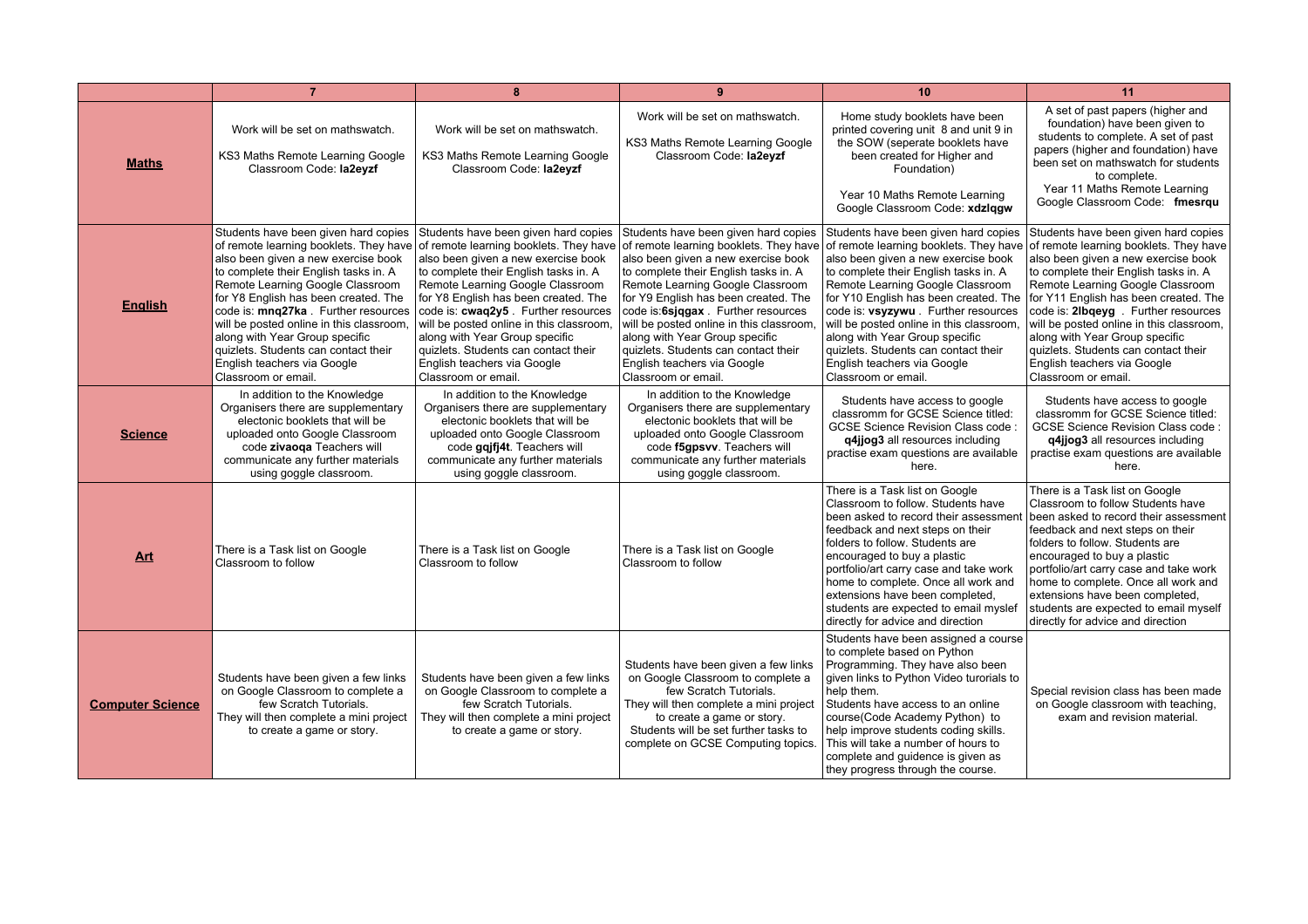| | 7 | 8 | 9 | 10 | 11 |
|---|---|---|---|---|---|
| **Maths** | Work will be set on mathswatch.<br><br>KS3 Maths Remote Learning Google Classroom Code: **la2eyzf** | Work will be set on mathswatch.<br><br>KS3 Maths Remote Learning Google Classroom Code: **la2eyzf** | Work will be set on mathswatch.<br><br>KS3 Maths Remote Learning Google Classroom Code: **la2eyzf** | Home study booklets have been printed covering unit 8 and unit 9 in the SOW (seperate booklets have been created for Higher and Foundation)<br><br>Year 10 Maths Remote Learning Google Classroom Code: **xdzlqgw** | A set of past papers (higher and foundation) have been given to students to complete. A set of past papers (higher and foundation) have been set on mathswatch for students to complete.<br>Year 11 Maths Remote Learning Google Classroom Code: **fmesrqu** |
| **English** | Students have been given hard copies of remote learning booklets. They have also been given a new exercise book to complete their English tasks in. A Remote Learning Google Classroom for Y8 English has been created. The code is: **mnq27ka** . Further resources will be posted online in this classroom, along with Year Group specific quizlets. Students can contact their English teachers via Google Classroom or email. | Students have been given hard copies of remote learning booklets. They have also been given a new exercise book to complete their English tasks in. A Remote Learning Google Classroom for Y8 English has been created. The code is: **cwaq2y5** . Further resources will be posted online in this classroom, along with Year Group specific quizlets. Students can contact their English teachers via Google Classroom or email. | Students have been given hard copies of remote learning booklets. They have also been given a new exercise book to complete their English tasks in. A Remote Learning Google Classroom for Y9 English has been created. The code is:**6sjqgax** . Further resources will be posted online in this classroom, along with Year Group specific quizlets. Students can contact their English teachers via Google Classroom or email. | Students have been given hard copies of remote learning booklets. They have also been given a new exercise book to complete their English tasks in. A Remote Learning Google Classroom for Y10 English has been created. The code is: **vsyzywu** . Further resources will be posted online in this classroom, along with Year Group specific quizlets. Students can contact their English teachers via Google Classroom or email. | Students have been given hard copies of remote learning booklets. They have also been given a new exercise book to complete their English tasks in. A Remote Learning Google Classroom for Y11 English has been created. The code is: **2lbqeyg** . Further resources will be posted online in this classroom, along with Year Group specific quizlets. Students can contact their English teachers via Google Classroom or email. |
| **Science** | In addition to the Knowledge Organisers there are supplementary electonic booklets that will be uploaded onto Google Classroom code **zivaoqa** Teachers will communicate any further materials using goggle classroom. | In addition to the Knowledge Organisers there are supplementary electonic booklets that will be uploaded onto Google Classroom code **gqjfj4t**. Teachers will communicate any further materials using goggle classroom. | In addition to the Knowledge Organisers there are supplementary electonic booklets that will be uploaded onto Google Classroom code **f5gpsvv**. Teachers will communicate any further materials using goggle classroom. | Students have access to google classromm for GCSE Science titled: GCSE Science Revision Class code : **q4jjog3** all resources including practise exam questions are available here. | Students have access to google classromm for GCSE Science titled: GCSE Science Revision Class code : **q4jjog3** all resources including practise exam questions are available here. |
| **Art** | There is a Task list on Google Classroom to follow | There is a Task list on Google Classroom to follow | There is a Task list on Google Classroom to follow | There is a Task list on Google Classroom to follow. Students have been asked to record their assessment feedback and next steps on their folders to follow. Students are encouraged to buy a plastic portfolio/art carry case and take work home to complete. Once all work and extensions have been completed, students are expected to email myslef directly for advice and direction | There is a Task list on Google Classroom to follow Students have been asked to record their assessment feedback and next steps on their folders to follow. Students are encouraged to buy a plastic portfolio/art carry case and take work home to complete. Once all work and extensions have been completed, students are expected to email myself directly for advice and direction |
| **Computer Science** | Students have been given a few links on Google Classroom to complete a few Scratch Tutorials.<br>They will then complete a mini project to create a game or story. | Students have been given a few links on Google Classroom to complete a few Scratch Tutorials.<br>They will then complete a mini project to create a game or story. | Students have been given a few links on Google Classroom to complete a few Scratch Tutorials.<br>They will then complete a mini project to create a game or story.<br>Students will be set further tasks to complete on GCSE Computing topics. | Students have been assigned a course to complete based on Python Programming. They have also been given links to Python Video turorials to help them.<br>Students have access to an online course(Code Academy Python) to help improve students coding skills. This will take a number of hours to complete and guidence is given as they progress through the course. | Special revision class has been made on Google classroom with teaching, exam and revision material. |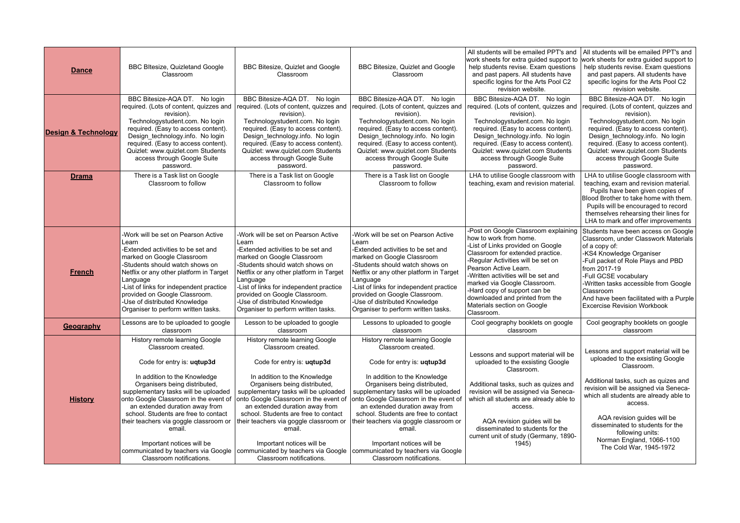| **Dance** | BBC BItesize, Quizletand Google Classroom | BBC Bitesize, Quizlet and Google Classroom | BBC Bitesize, Quizlet and Google Classroom | All students will be emailed PPT's and work sheets for extra guided support to help students revise. Exam questions and past papers. All students have specific logins for the Arts Pool C2 revision website. | All students will be emailed PPT's and work sheets for extra guided support to help students revise. Exam questions and past papers. All students have specific logins for the Arts Pool C2 revision website. |
|---|---|---|---|---|---|
| **Design & Technology** | BBC Bitesize-AQA DT. No login required. (Lots of content, quizzes and revision). Technologystudent.com. No login required. (Easy to access content). Design_technology.info. No login required. (Easy to access content). Quizlet: www.quizlet.com Students access through Google Suite password. | BBC Bitesize-AQA DT. No login required. (Lots of content, quizzes and revision). Technologystudent.com. No login required. (Easy to access content). Design_technology.info. No login required. (Easy to access content). Quizlet: www.quizlet.com Students access through Google Suite password. | BBC Bitesize-AQA DT. No login required. (Lots of content, quizzes and revision). Technologystudent.com. No login required. (Easy to access content). Design_technology.info. No login required. (Easy to access content). Quizlet: www.quizlet.com Students access through Google Suite password. | BBC Bitesize-AQA DT. No login required. (Lots of content, quizzes and revision). Technologystudent.com. No login required. (Easy to access content). Design_technology.info. No login required. (Easy to access content). Quizlet: www.quizlet.com Students access through Google Suite password. | BBC Bitesize-AQA DT. No login required. (Lots of content, quizzes and revision). Technologystudent.com. No login required. (Easy to access content). Design_technology.info. No login required. (Easy to access content). Quizlet: www.quizlet.com Students access through Google Suite password. |
| **Drama** | There is a Task list on Google Classroom to follow | There is a Task list on Google Classroom to follow | There is a Task list on Google Classroom to follow | LHA to utilise Google classroom with teaching, exam and revision material. | LHA to utilise Google classroom with teaching, exam and revision material. Pupils have been given copies of Blood Brother to take home with them. Pupils will be encouraged to record themselves rehearsing their lines for LHA to mark and offer improvements |
| **French** | -Work will be set on Pearson Active Learn<br>-Extended activities to be set and marked on Google Classroom<br>-Students should watch shows on Netflix or any other platform in Target Language<br>-List of links for independent practice provided on Google Classroom.<br>-Use of distributed Knowledge Organiser to perform written tasks. | -Work will be set on Pearson Active Learn<br>-Extended activities to be set and marked on Google Classroom<br>-Students should watch shows on Netflix or any other platform in Target Language<br>-List of links for independent practice provided on Google Classroom.<br>-Use of distributed Knowledge Organiser to perform written tasks. | -Work will be set on Pearson Active Learn<br>-Extended activities to be set and marked on Google Classroom<br>-Students should watch shows on Netflix or any other platform in Target Language<br>-List of links for independent practice provided on Google Classroom.<br>-Use of distributed Knowledge Organiser to perform written tasks. | -Post on Google Classroom explaining how to work from home.<br>-List of Links provided on Google Classroom for extended practice.<br>-Regular Activities will be set on Pearson Active Learn.<br>-Written activities will be set and marked via Google Classroom.<br>-Hard copy of support can be downloaded and printed from the Materials section on Google Classroom. | Students have been access on Google Classroom, under Classwork Materials of a copy of:<br>-KS4 Knowledge Organiser<br>-Full packet of Role Plays and PBD from 2017-19<br>-Full GCSE vocabulary<br>-Written tasks accessible from Google Classroom<br>And have been facilitated with a Purple Excercise Revision Workbook |
| **Geography** | Lessons are to be uploaded to google classroom | Lesson to be uploaded to google classroom | Lessons to uploaded to google classroom | Cool geography booklets on google classroom | Cool geography booklets on google classroom |
| **History** | History remote learning Google Classroom created.<br><br>Code for entry is: **uqtup3d**<br><br>In addition to the Knowledge Organisers being distributed, supplementary tasks will be uploaded onto Google Classroom in the event of an extended duration away from school. Students are free to contact their teachers via goggle classroom or email.<br><br>Important notices will be communicated by teachers via Google Classroom notifications. | History remote learning Google Classroom created.<br><br>Code for entry is: **uqtup3d**<br><br>In addition to the Knowledge Organisers being distributed, supplementary tasks will be uploaded onto Google Classroom in the event of an extended duration away from school. Students are free to contact their teachers via goggle classroom or email.<br><br>Important notices will be communicated by teachers via Google Classroom notifications. | History remote learning Google Classroom created.<br><br>Code for entry is: **uqtup3d**<br><br>In addition to the Knowledge Organisers being distributed, supplementary tasks will be uploaded onto Google Classroom in the event of an extended duration away from school. Students are free to contact their teachers via goggle classroom or email.<br><br>Important notices will be communicated by teachers via Google Classroom notifications. | Lessons and support material will be uploaded to the exsisting Google Classroom.<br><br>Additional tasks, such as quizes and revision will be assigned via Seneca- which all students are already able to access.<br><br>AQA revision guides will be disseminated to students for the current unit of study (Germany, 1890-1945) | Lessons and support material will be uploaded to the exsisting Google Classroom.<br><br>Additional tasks, such as quizes and revision will be assigned via Seneca- which all students are already able to access.<br><br>AQA revision guides will be disseminated to students for the following units:<br>Norman England, 1066-1100<br>The Cold War, 1945-1972 |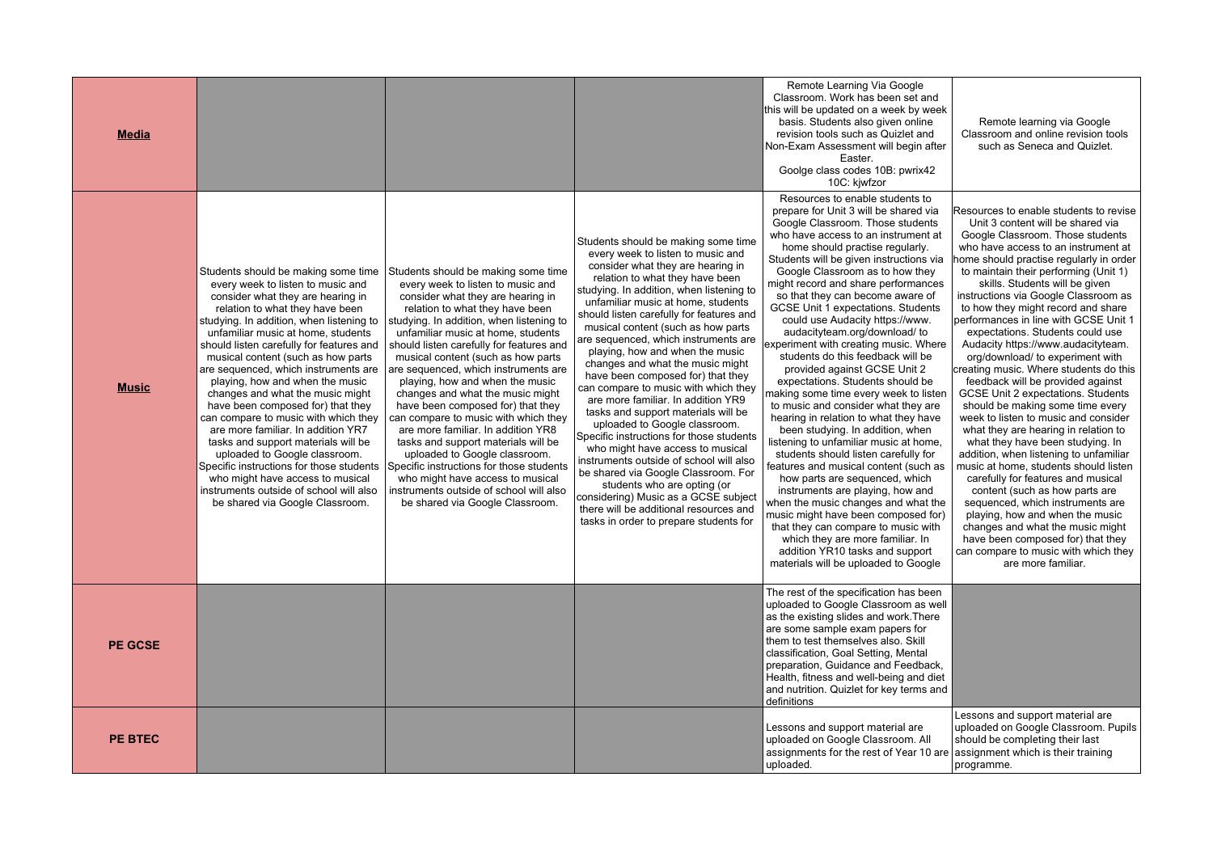| | | | | | |
|---|---|---|---|---|---|
| **Media** | | | | Remote Learning Via Google Classroom. Work has been set and this will be updated on a week by week basis. Students also given online revision tools such as Quizlet and Non-Exam Assessment will begin after Easter. Goolge class codes 10B: pwrix42 10C: kjwfzor | Remote learning via Google Classroom and online revision tools such as Seneca and Quizlet. |
| **Music** | Students should be making some time every week to listen to music and consider what they are hearing in relation to what they have been studying. In addition, when listening to unfamiliar music at home, students should listen carefully for features and musical content (such as how parts are sequenced, which instruments are playing, how and when the music changes and what the music might have been composed for) that they can compare to music with which they are more familiar. In addition YR7 tasks and support materials will be uploaded to Google classroom. Specific instructions for those students who might have access to musical instruments outside of school will also be shared via Google Classroom. | Students should be making some time every week to listen to music and consider what they are hearing in relation to what they have been studying. In addition, when listening to unfamiliar music at home, students should listen carefully for features and musical content (such as how parts are sequenced, which instruments are playing, how and when the music changes and what the music might have been composed for) that they can compare to music with which they are more familiar. In addition YR8 tasks and support materials will be uploaded to Google classroom. Specific instructions for those students who might have access to musical instruments outside of school will also be shared via Google Classroom. | Students should be making some time every week to listen to music and consider what they are hearing in relation to what they have been studying. In addition, when listening to unfamiliar music at home, students should listen carefully for features and musical content (such as how parts are sequenced, which instruments are playing, how and when the music changes and what the music might have been composed for) that they can compare to music with which they are more familiar. In addition YR9 tasks and support materials will be uploaded to Google classroom. Specific instructions for those students who might have access to musical instruments outside of school will also be shared via Google Classroom. For students who are opting (or considering) Music as a GCSE subject there will be additional resources and tasks in order to prepare students for | Resources to enable students to prepare for Unit 3 will be shared via Google Classroom. Those students who have access to an instrument at home should practise regularly. Students will be given instructions via Google Classroom as to how they might record and share performances so that they can become aware of GCSE Unit 1 expectations. Students could use Audacity https://www.audacityteam.org/download/ to experiment with creating music. Where students do this feedback will be provided against GCSE Unit 2 expectations. Students should be making some time every week to listen to music and consider what they are hearing in relation to what they have been studying. In addition, when listening to unfamiliar music at home, students should listen carefully for features and musical content (such as how parts are sequenced, which instruments are playing, how and when the music changes and what the music might have been composed for) that they can compare to music with which they are more familiar. In addition YR10 tasks and support materials will be uploaded to Google | Resources to enable students to revise Unit 3 content will be shared via Google Classroom. Those students who have access to an instrument at home should practise regularly in order to maintain their performing (Unit 1) skills. Students will be given instructions via Google Classroom as to how they might record and share performances in line with GCSE Unit 1 expectations. Students could use Audacity https://www.audacityteam.org/download/ to experiment with creating music. Where students do this feedback will be provided against GCSE Unit 2 expectations. Students should be making some time every week to listen to music and consider what they are hearing in relation to what they have been studying. In addition, when listening to unfamiliar music at home, students should listen carefully for features and musical content (such as how parts are sequenced, which instruments are playing, how and when the music changes and what the music might have been composed for) that they can compare to music with which they are more familiar. |
| **PE GCSE** | | | | The rest of the specification has been uploaded to Google Classroom as well as the existing slides and work.There are some sample exam papers for them to test themselves also. Skill classification, Goal Setting, Mental preparation, Guidance and Feedback, Health, fitness and well-being and diet and nutrition. Quizlet for key terms and definitions | |
| **PE BTEC** | | | | Lessons and support material are uploaded on Google Classroom. All assignments for the rest of Year 10 are uploaded. | Lessons and support material are uploaded on Google Classroom. Pupils should be completing their last assignment which is their training programme. |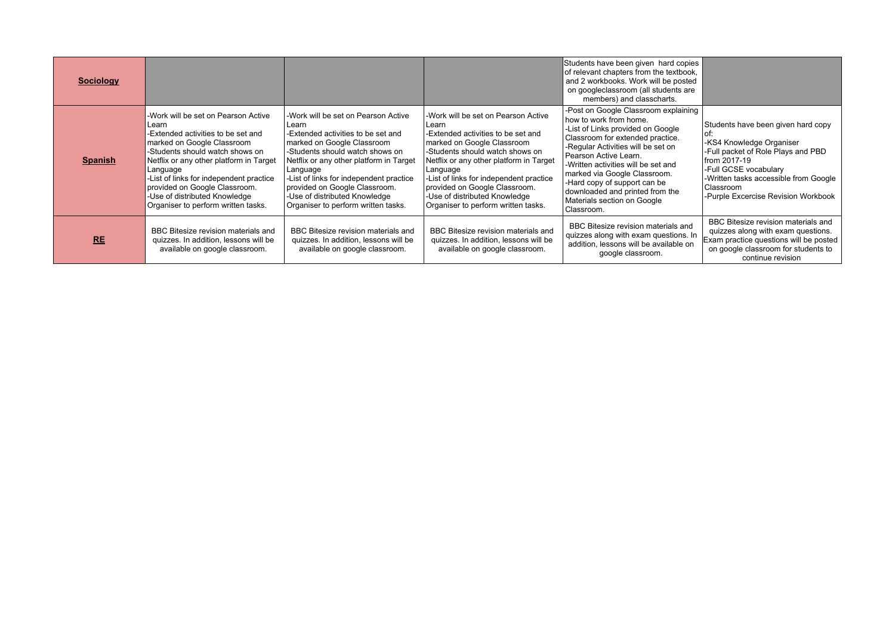| | | | | | |
|---|---|---|---|---|---|
| **Sociology** | | | | Students have been given hard copies of relevant chapters from the textbook, and 2 workbooks. Work will be posted on googleclassroom (all students are members) and classcharts. | |
| **Spanish** | -Work will be set on Pearson Active Learn<br>-Extended activities to be set and marked on Google Classroom<br>-Students should watch shows on Netflix or any other platform in Target Language<br>-List of links for independent practice provided on Google Classroom.<br>-Use of distributed Knowledge Organiser to perform written tasks. | -Work will be set on Pearson Active Learn<br>-Extended activities to be set and marked on Google Classroom<br>-Students should watch shows on Netflix or any other platform in Target Language<br>-List of links for independent practice provided on Google Classroom.<br>-Use of distributed Knowledge Organiser to perform written tasks. | -Work will be set on Pearson Active Learn<br>-Extended activities to be set and marked on Google Classroom<br>-Students should watch shows on Netflix or any other platform in Target Language<br>-List of links for independent practice provided on Google Classroom.<br>-Use of distributed Knowledge Organiser to perform written tasks. | -Post on Google Classroom explaining how to work from home.<br>-List of Links provided on Google Classroom for extended practice.<br>-Regular Activities will be set on Pearson Active Learn.<br>-Written activities will be set and marked via Google Classroom.<br>-Hard copy of support can be downloaded and printed from the Materials section on Google Classroom. | Students have been given hard copy of:<br>-KS4 Knowledge Organiser<br>-Full packet of Role Plays and PBD from 2017-19<br>-Full GCSE vocabulary<br>-Written tasks accessible from Google Classroom<br>-Purple Excercise Revision Workbook |
| **RE** | BBC Bitesize revision materials and quizzes. In addition, lessons will be available on google classroom. | BBC Bitesize revision materials and quizzes. In addition, lessons will be available on google classroom. | BBC Bitesize revision materials and quizzes. In addition, lessons will be available on google classroom. | BBC Bitesize revision materials and quizzes along with exam questions. In addition, lessons will be available on google classroom. | BBC Bitesize revision materials and quizzes along with exam questions. Exam practice questions will be posted on google classroom for students to continue revision |